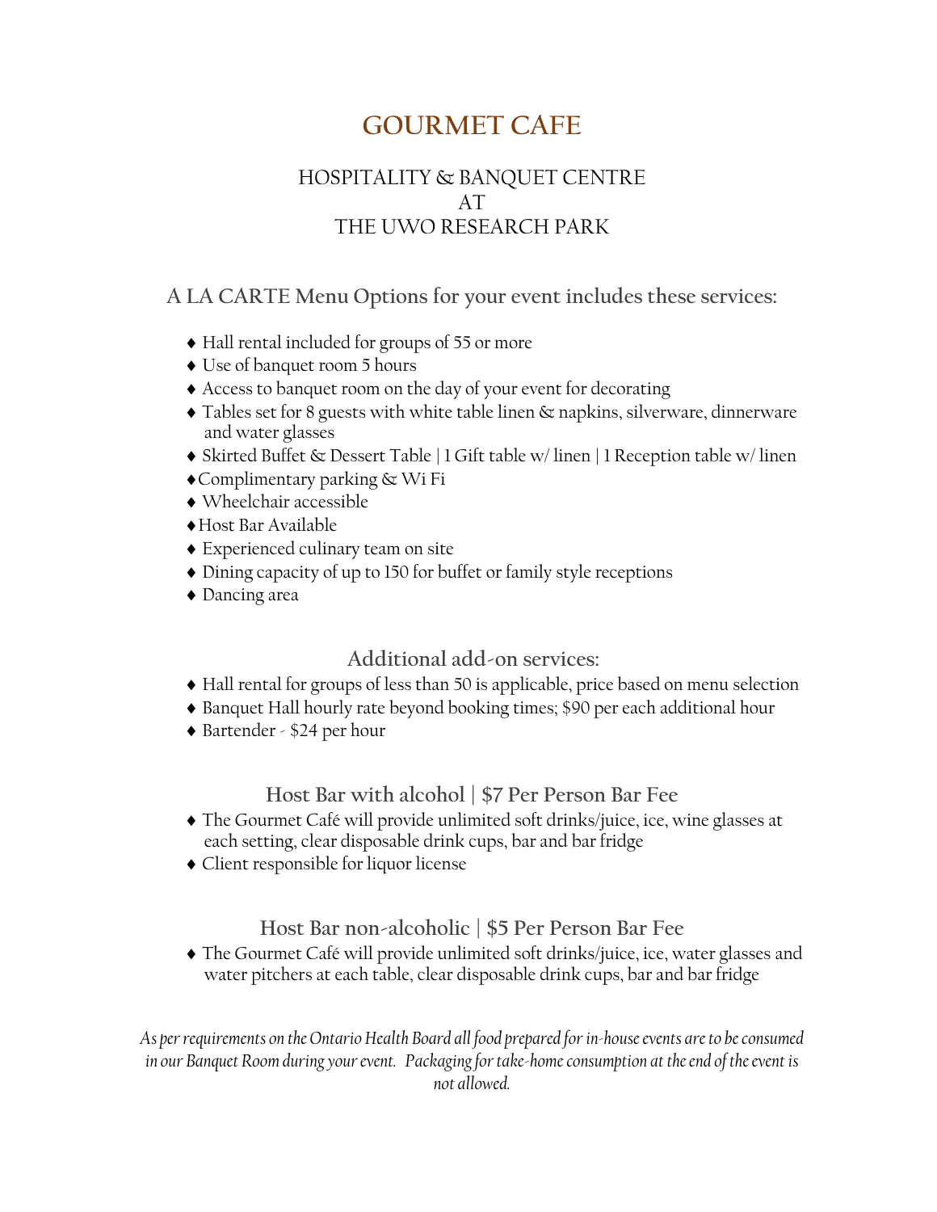# GOURMET CAFE

## HOSPITALITY & BANQUET CENTRE
## AT
## THE UWO RESEARCH PARK

### A LA CARTE Menu Options for your event includes these services:

- Hall rental included for groups of 55 or more
- Use of banquet room 5 hours
- Access to banquet room on the day of your event for decorating
- Tables set for 8 guests with white table linen & napkins, silverware, dinnerware and water glasses
- Skirted Buffet & Dessert Table | 1 Gift table w/ linen | 1 Reception table w/ linen
- Complimentary parking & Wi Fi
- Wheelchair accessible
- Host Bar Available
- Experienced culinary team on site
- Dining capacity of up to 150 for buffet or family style receptions
- Dancing area

### Additional add-on services:

- Hall rental for groups of less than 50 is applicable, price based on menu selection
- Banquet Hall hourly rate beyond booking times; $90 per each additional hour
- Bartender - $24 per hour

### Host Bar with alcohol | $7 Per Person Bar Fee

- The Gourmet Café will provide unlimited soft drinks/juice, ice, wine glasses at each setting, clear disposable drink cups, bar and bar fridge
- Client responsible for liquor license

### Host Bar non-alcoholic | $5 Per Person Bar Fee

- The Gourmet Café will provide unlimited soft drinks/juice, ice, water glasses and water pitchers at each table, clear disposable drink cups, bar and bar fridge

*As per requirements on the Ontario Health Board all food prepared for in-house events are to be consumed in our Banquet Room during your event. Packaging for take-home consumption at the end of the event is not allowed.*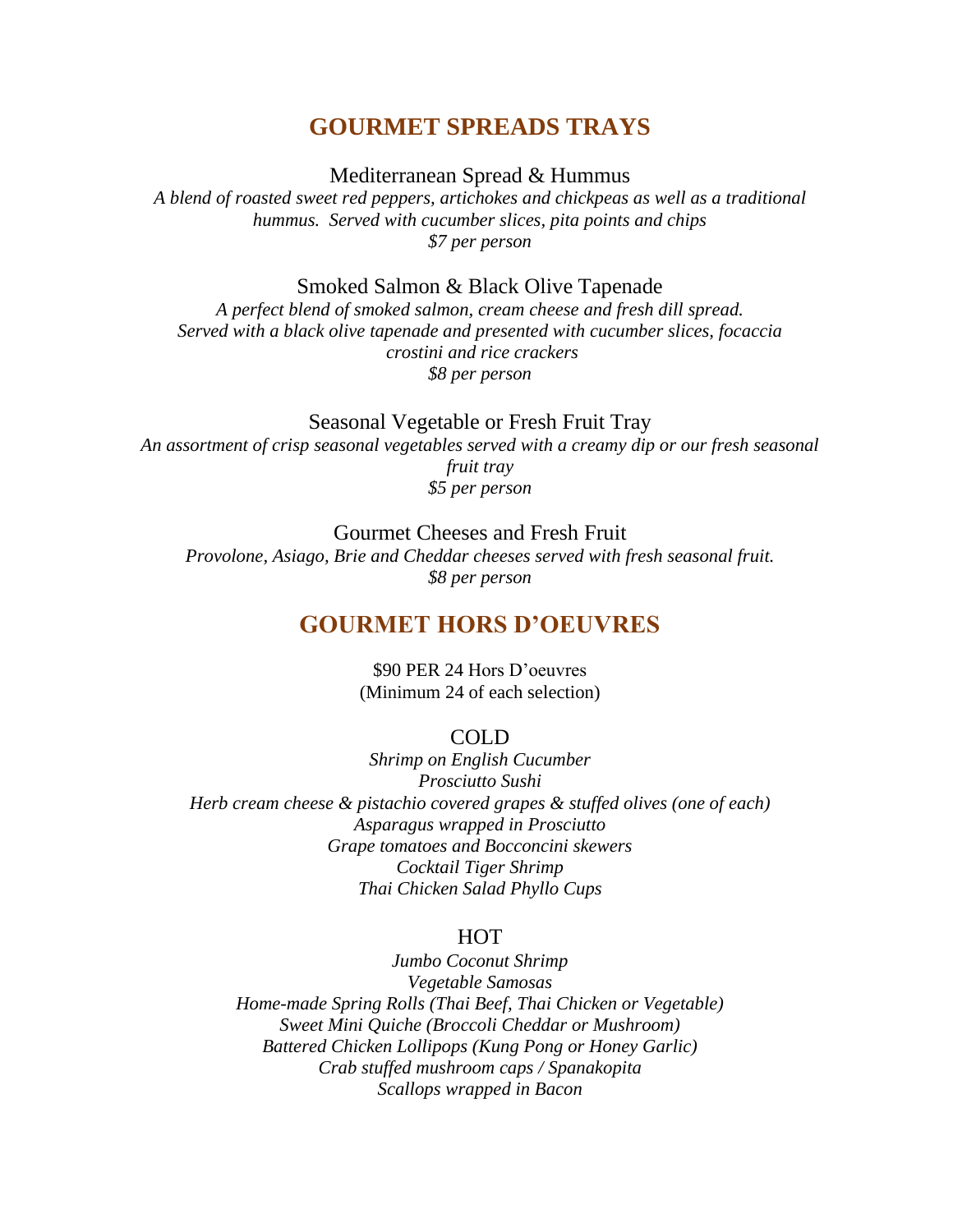## GOURMET SPREADS TRAYS

### Mediterranean Spread & Hummus

*A blend of roasted sweet red peppers, artichokes and chickpeas as well as a traditional hummus. Served with cucumber slices, pita points and chips*
*$7 per person*

### Smoked Salmon & Black Olive Tapenade

*A perfect blend of smoked salmon, cream cheese and fresh dill spread. Served with a black olive tapenade and presented with cucumber slices, focaccia crostini and rice crackers*
*$8 per person*

### Seasonal Vegetable or Fresh Fruit Tray

*An assortment of crisp seasonal vegetables served with a creamy dip or our fresh seasonal fruit tray*
*$5 per person*

### Gourmet Cheeses and Fresh Fruit

*Provolone, Asiago, Brie and Cheddar cheeses served with fresh seasonal fruit.*
*$8 per person*

## GOURMET HORS D'OEUVRES

$90 PER 24 Hors D'oeuvres
(Minimum 24 of each selection)

### COLD

*Shrimp on English Cucumber*
*Prosciutto Sushi*
*Herb cream cheese & pistachio covered grapes & stuffed olives (one of each)*
*Asparagus wrapped in Prosciutto*
*Grape tomatoes and Bocconcini skewers*
*Cocktail Tiger Shrimp*
*Thai Chicken Salad Phyllo Cups*

### HOT

*Jumbo Coconut Shrimp*
*Vegetable Samosas*
*Home-made Spring Rolls (Thai Beef, Thai Chicken or Vegetable)*
*Sweet Mini Quiche (Broccoli Cheddar or Mushroom)*
*Battered Chicken Lollipops (Kung Pong or Honey Garlic)*
*Crab stuffed mushroom caps / Spanakopita*
*Scallops wrapped in Bacon*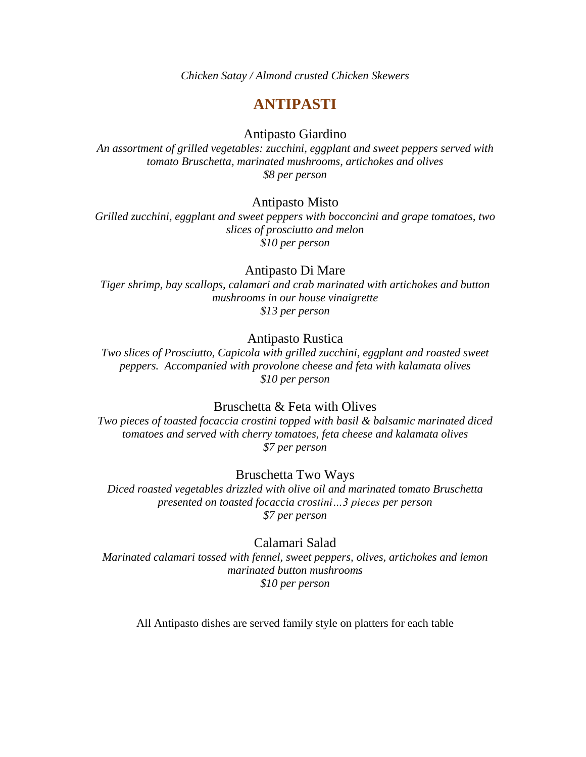*Chicken Satay / Almond crusted Chicken Skewers*

## ANTIPASTI

Antipasto Giardino

*An assortment of grilled vegetables: zucchini, eggplant and sweet peppers served with tomato Bruschetta, marinated mushrooms, artichokes and olives*
*$8 per person*

Antipasto Misto

*Grilled zucchini, eggplant and sweet peppers with bocconcini and grape tomatoes, two slices of prosciutto and melon*
*$10 per person*

Antipasto Di Mare

*Tiger shrimp, bay scallops, calamari and crab marinated with artichokes and button mushrooms in our house vinaigrette*
*$13 per person*

Antipasto Rustica

*Two slices of Prosciutto, Capicola with grilled zucchini, eggplant and roasted sweet peppers. Accompanied with provolone cheese and feta with kalamata olives*
*$10 per person*

Bruschetta & Feta with Olives

*Two pieces of toasted focaccia crostini topped with basil & balsamic marinated diced tomatoes and served with cherry tomatoes, feta cheese and kalamata olives*
*$7 per person*

Bruschetta Two Ways

*Diced roasted vegetables drizzled with olive oil and marinated tomato Bruschetta presented on toasted focaccia crostini…3 pieces per person*
*$7 per person*

Calamari Salad

*Marinated calamari tossed with fennel, sweet peppers, olives, artichokes and lemon marinated button mushrooms*
*$10 per person*

All Antipasto dishes are served family style on platters for each table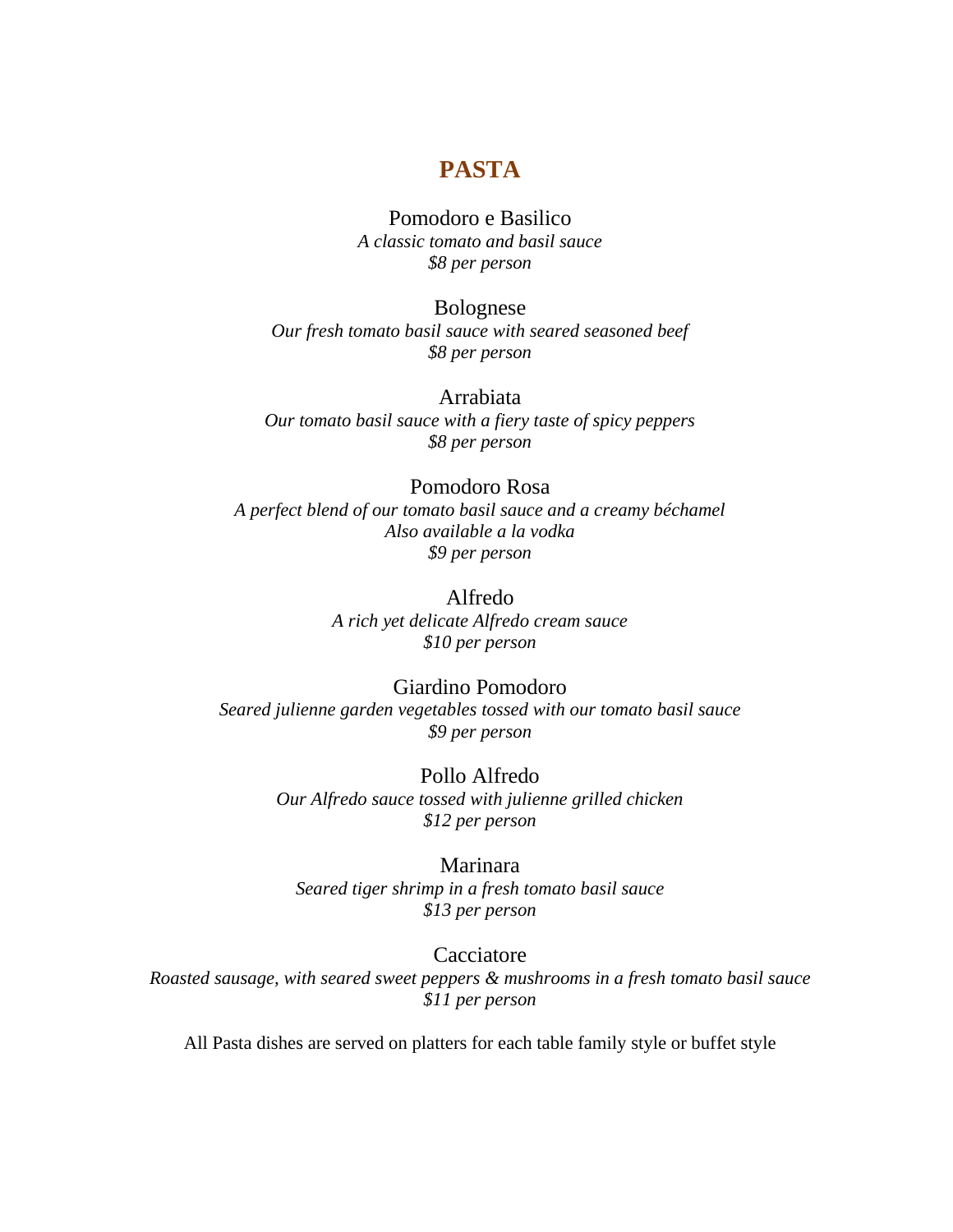# PASTA

Pomodoro e Basilico
*A classic tomato and basil sauce*
*$8 per person*

Bolognese
*Our fresh tomato basil sauce with seared seasoned beef*
*$8 per person*

Arrabiata
*Our tomato basil sauce with a fiery taste of spicy peppers*
*$8 per person*

Pomodoro Rosa
*A perfect blend of our tomato basil sauce and a creamy béchamel*
*Also available a la vodka*
*$9 per person*

Alfredo
*A rich yet delicate Alfredo cream sauce*
*$10 per person*

Giardino Pomodoro
*Seared julienne garden vegetables tossed with our tomato basil sauce*
*$9 per person*

Pollo Alfredo
*Our Alfredo sauce tossed with julienne grilled chicken*
*$12 per person*

Marinara
*Seared tiger shrimp in a fresh tomato basil sauce*
*$13 per person*

Cacciatore
*Roasted sausage, with seared sweet peppers & mushrooms in a fresh tomato basil sauce*
*$11 per person*

All Pasta dishes are served on platters for each table family style or buffet style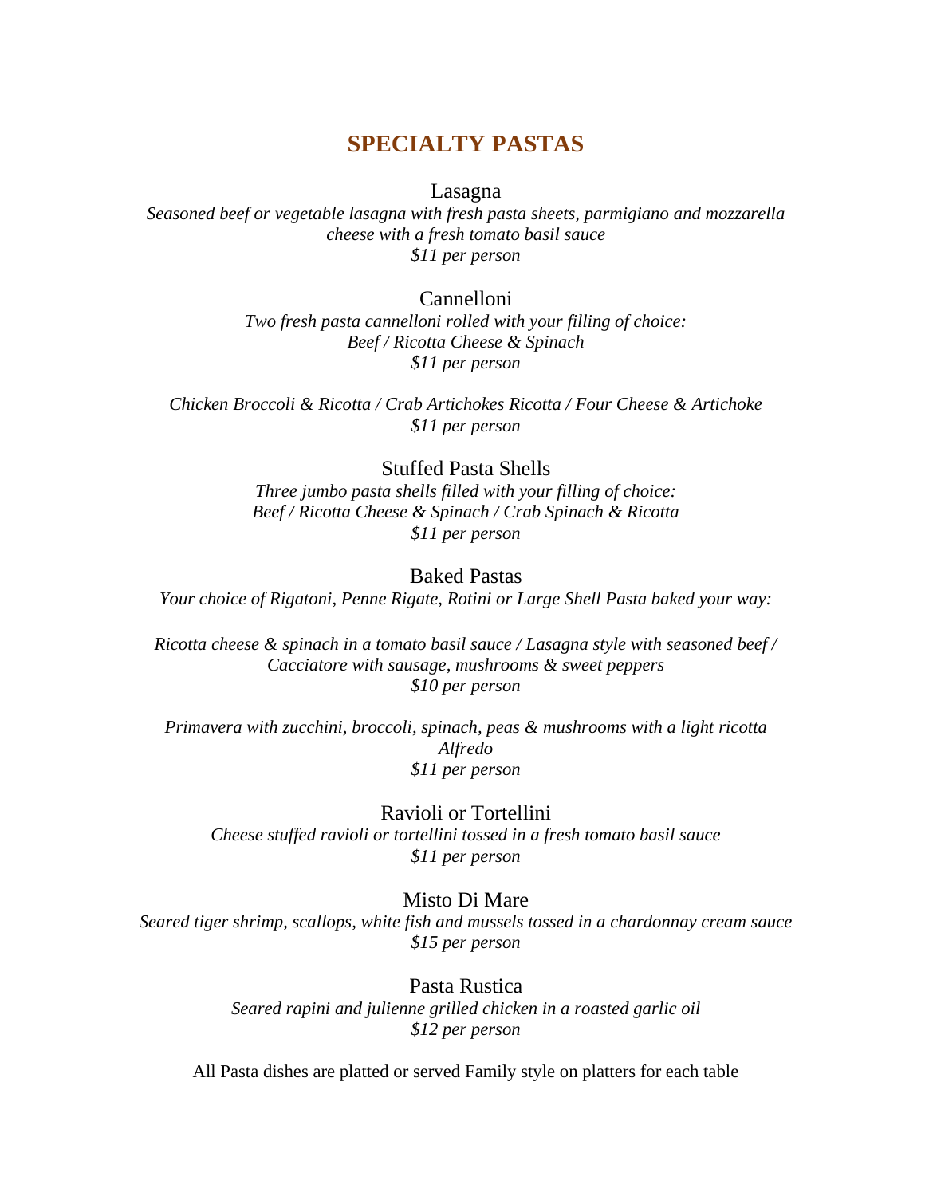## SPECIALTY PASTAS

Lasagna

*Seasoned beef or vegetable lasagna with fresh pasta sheets, parmigiano and mozzarella cheese with a fresh tomato basil sauce*

*$11 per person*

Cannelloni

*Two fresh pasta cannelloni rolled with your filling of choice:*

*Beef / Ricotta Cheese & Spinach*

*$11 per person*

*Chicken Broccoli & Ricotta / Crab Artichokes Ricotta / Four Cheese & Artichoke*

*$11 per person*

Stuffed Pasta Shells

*Three jumbo pasta shells filled with your filling of choice:*

*Beef / Ricotta Cheese & Spinach / Crab Spinach & Ricotta*

*$11 per person*

Baked Pastas

*Your choice of Rigatoni, Penne Rigate, Rotini or Large Shell Pasta baked your way:*

*Ricotta cheese & spinach in a tomato basil sauce / Lasagna style with seasoned beef / Cacciatore with sausage, mushrooms & sweet peppers*

*$10 per person*

*Primavera with zucchini, broccoli, spinach, peas & mushrooms with a light ricotta Alfredo*

*$11 per person*

Ravioli or Tortellini

*Cheese stuffed ravioli or tortellini tossed in a fresh tomato basil sauce*

*$11 per person*

Misto Di Mare

*Seared tiger shrimp, scallops, white fish and mussels tossed in a chardonnay cream sauce*

*$15 per person*

Pasta Rustica

*Seared rapini and julienne grilled chicken in a roasted garlic oil*

*$12 per person*

All Pasta dishes are platted or served Family style on platters for each table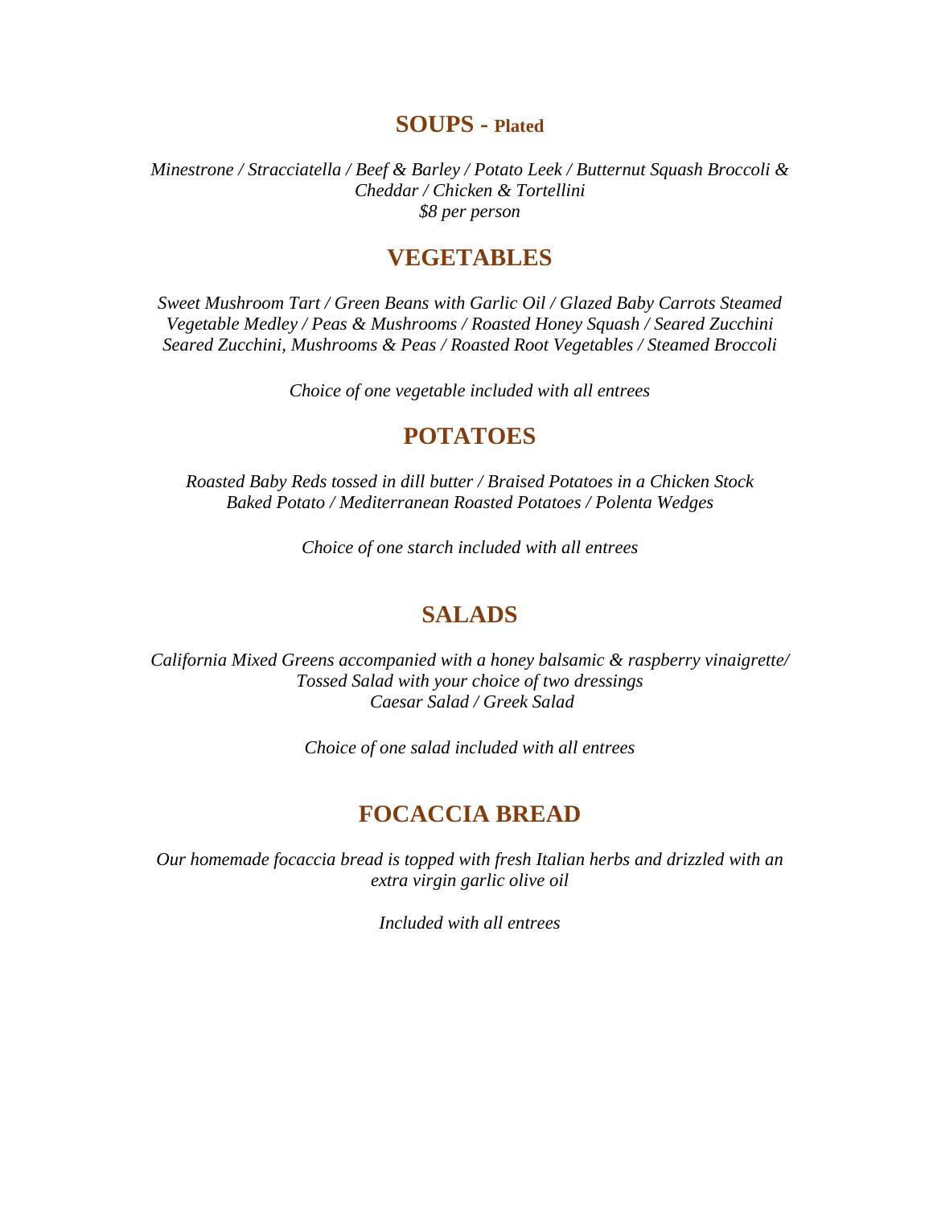## SOUPS - Plated

*Minestrone / Stracciatella / Beef & Barley / Potato Leek / Butternut Squash Broccoli & Cheddar / Chicken & Tortellini*
*$8 per person*

## VEGETABLES

*Sweet Mushroom Tart / Green Beans with Garlic Oil / Glazed Baby Carrots Steamed Vegetable Medley / Peas & Mushrooms / Roasted Honey Squash / Seared Zucchini Seared Zucchini, Mushrooms & Peas / Roasted Root Vegetables / Steamed Broccoli*

*Choice of one vegetable included with all entrees*

## POTATOES

*Roasted Baby Reds tossed in dill butter / Braised Potatoes in a Chicken Stock Baked Potato / Mediterranean Roasted Potatoes / Polenta Wedges*

*Choice of one starch included with all entrees*

## SALADS

*California Mixed Greens accompanied with a honey balsamic & raspberry vinaigrette/ Tossed Salad with your choice of two dressings*
*Caesar Salad / Greek Salad*

*Choice of one salad included with all entrees*

## FOCACCIA BREAD

*Our homemade focaccia bread is topped with fresh Italian herbs and drizzled with an extra virgin garlic olive oil*

*Included with all entrees*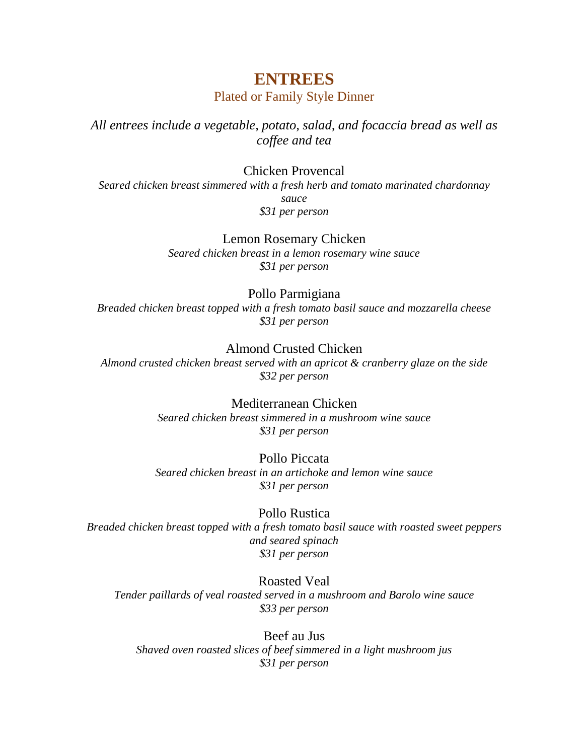# ENTREES

Plated or Family Style Dinner

*All entrees include a vegetable, potato, salad, and focaccia bread as well as coffee and tea*

Chicken Provencal

*Seared chicken breast simmered with a fresh herb and tomato marinated chardonnay sauce*

*$31 per person*

Lemon Rosemary Chicken

*Seared chicken breast in a lemon rosemary wine sauce*

*$31 per person*

Pollo Parmigiana

*Breaded chicken breast topped with a fresh tomato basil sauce and mozzarella cheese*

*$31 per person*

Almond Crusted Chicken

*Almond crusted chicken breast served with an apricot & cranberry glaze on the side*

*$32 per person*

Mediterranean Chicken

*Seared chicken breast simmered in a mushroom wine sauce*

*$31 per person*

Pollo Piccata

*Seared chicken breast in an artichoke and lemon wine sauce*

*$31 per person*

Pollo Rustica

*Breaded chicken breast topped with a fresh tomato basil sauce with roasted sweet peppers and seared spinach*

*$31 per person*

Roasted Veal

*Tender paillards of veal roasted served in a mushroom and Barolo wine sauce*

*$33 per person*

Beef au Jus

*Shaved oven roasted slices of beef simmered in a light mushroom jus*

*$31 per person*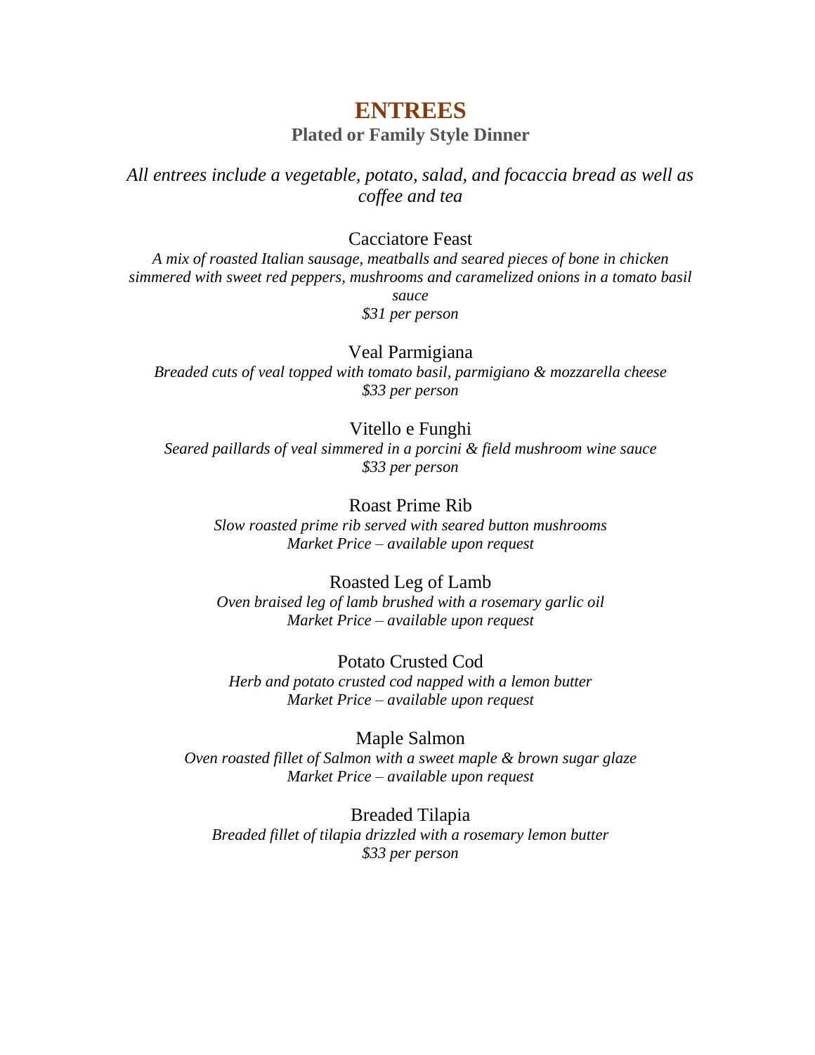# ENTREES

**Plated or Family Style Dinner**

*All entrees include a vegetable, potato, salad, and focaccia bread as well as coffee and tea*

Cacciatore Feast

*A mix of roasted Italian sausage, meatballs and seared pieces of bone in chicken simmered with sweet red peppers, mushrooms and caramelized onions in a tomato basil sauce*

*$31 per person*

Veal Parmigiana

*Breaded cuts of veal topped with tomato basil, parmigiano & mozzarella cheese*

*$33 per person*

Vitello e Funghi

*Seared paillards of veal simmered in a porcini & field mushroom wine sauce*

*$33 per person*

Roast Prime Rib

*Slow roasted prime rib served with seared button mushrooms*

*Market Price – available upon request*

Roasted Leg of Lamb

*Oven braised leg of lamb brushed with a rosemary garlic oil*

*Market Price – available upon request*

Potato Crusted Cod

*Herb and potato crusted cod napped with a lemon butter*

*Market Price – available upon request*

Maple Salmon

*Oven roasted fillet of Salmon with a sweet maple & brown sugar glaze*

*Market Price – available upon request*

Breaded Tilapia

*Breaded fillet of tilapia drizzled with a rosemary lemon butter*

*$33 per person*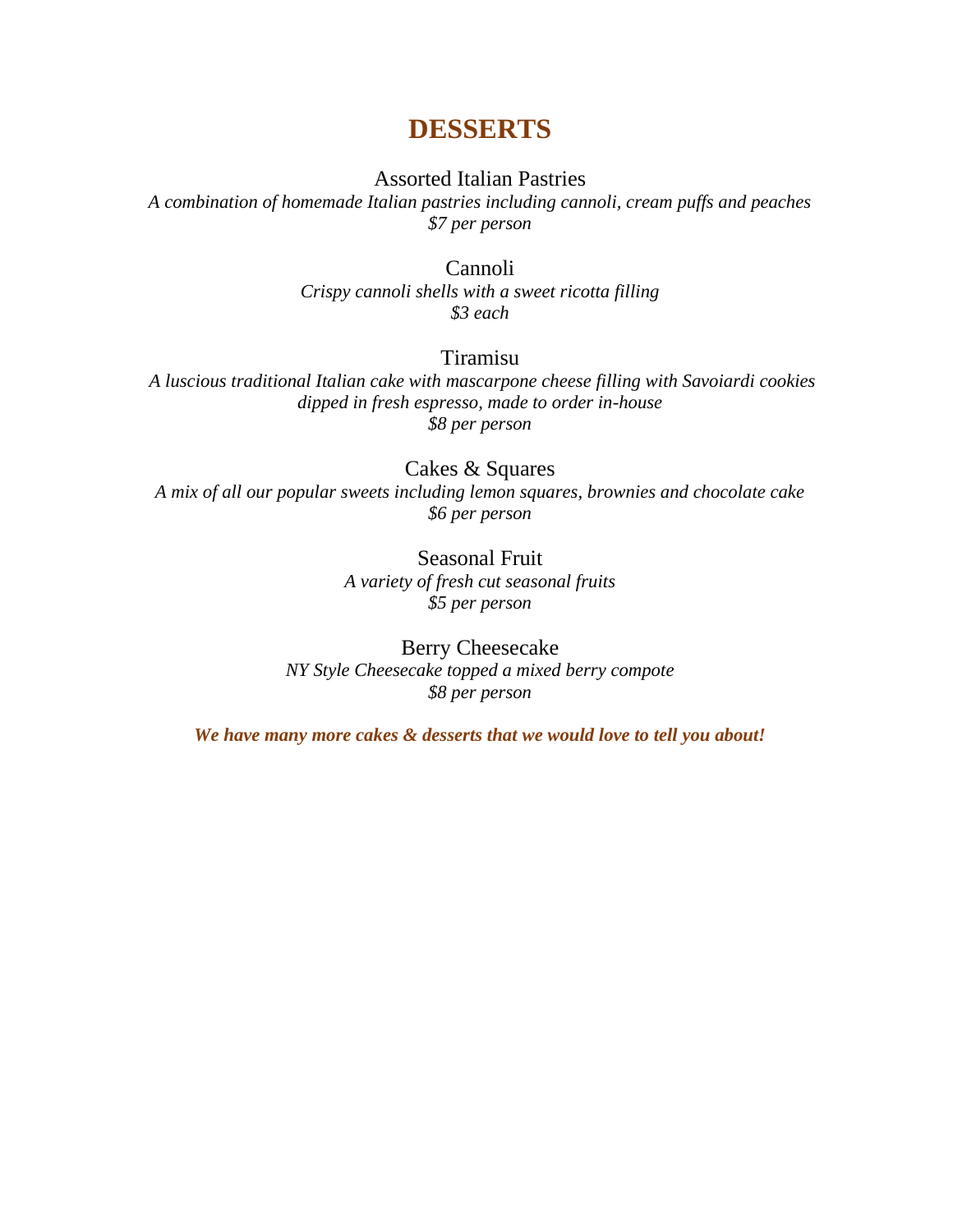# DESSERTS

Assorted Italian Pastries

*A combination of homemade Italian pastries including cannoli, cream puffs and peaches*

*$7 per person*

Cannoli

*Crispy cannoli shells with a sweet ricotta filling*

*$3 each*

Tiramisu

*A luscious traditional Italian cake with mascarpone cheese filling with Savoiardi cookies dipped in fresh espresso, made to order in-house*

*$8 per person*

Cakes & Squares

*A mix of all our popular sweets including lemon squares, brownies and chocolate cake*

*$6 per person*

Seasonal Fruit

*A variety of fresh cut seasonal fruits*

*$5 per person*

Berry Cheesecake

*NY Style Cheesecake topped a mixed berry compote*

*$8 per person*

***We have many more cakes & desserts that we would love to tell you about!***